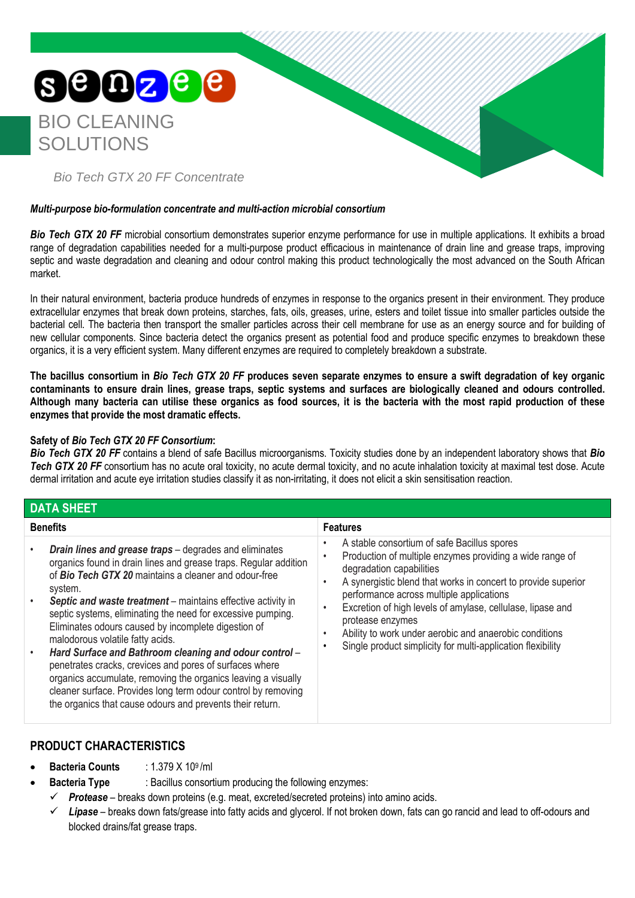# senzee

## BIO CLEANING SOLUTIONS

*Bio Tech GTX 20 FF Concentrate*

***Multi-purpose bio-formulation concentrate and multi-action microbial consortium***

***Bio Tech GTX 20 FF*** microbial consortium demonstrates superior enzyme performance for use in multiple applications. It exhibits a broad range of degradation capabilities needed for a multi-purpose product efficacious in maintenance of drain line and grease traps, improving septic and waste degradation and cleaning and odour control making this product technologically the most advanced on the South African market.

In their natural environment, bacteria produce hundreds of enzymes in response to the organics present in their environment. They produce extracellular enzymes that break down proteins, starches, fats, oils, greases, urine, esters and toilet tissue into smaller particles outside the bacterial cell. The bacteria then transport the smaller particles across their cell membrane for use as an energy source and for building of new cellular components. Since bacteria detect the organics present as potential food and produce specific enzymes to breakdown these organics, it is a very efficient system. Many different enzymes are required to completely breakdown a substrate.

**The bacillus consortium in *Bio Tech GTX 20 FF* produces seven separate enzymes to ensure a swift degradation of key organic contaminants to ensure drain lines, grease traps, septic systems and surfaces are biologically cleaned and odours controlled. Although many bacteria can utilise these organics as food sources, it is the bacteria with the most rapid production of these enzymes that provide the most dramatic effects.**

**Safety of *Bio Tech GTX 20 FF Consortium*:**
***Bio Tech GTX 20 FF*** contains a blend of safe Bacillus microorganisms. Toxicity studies done by an independent laboratory shows that ***Bio Tech GTX 20 FF*** consortium has no acute oral toxicity, no acute dermal toxicity, and no acute inhalation toxicity at maximal test dose. Acute dermal irritation and acute eye irritation studies classify it as non-irritating, it does not elicit a skin sensitisation reaction.

## DATA SHEET

| Benefits | Features |
|---|---|
| • ***Drain lines and grease traps*** – degrades and eliminates organics found in drain lines and grease traps. Regular addition of ***Bio Tech GTX 20*** maintains a cleaner and odour-free system.<br>• ***Septic and waste treatment*** – maintains effective activity in septic systems, eliminating the need for excessive pumping. Eliminates odours caused by incomplete digestion of malodorous volatile fatty acids.<br>• ***Hard Surface and Bathroom cleaning and odour control*** – penetrates cracks, crevices and pores of surfaces where organics accumulate, removing the organics leaving a visually cleaner surface. Provides long term odour control by removing the organics that cause odours and prevents their return. | • A stable consortium of safe Bacillus spores<br>• Production of multiple enzymes providing a wide range of degradation capabilities<br>• A synergistic blend that works in concert to provide superior performance across multiple applications<br>• Excretion of high levels of amylase, cellulase, lipase and protease enzymes<br>• Ability to work under aerobic and anaerobic conditions<br>• Single product simplicity for multi-application flexibility |

## PRODUCT CHARACTERISTICS

- **Bacteria Counts** : 1.379 X $10^9$/ml
- **Bacteria Type** : Bacillus consortium producing the following enzymes:
  - ✓ ***Protease*** – breaks down proteins (e.g. meat, excreted/secreted proteins) into amino acids.
  - ✓ ***Lipase*** – breaks down fats/grease into fatty acids and glycerol. If not broken down, fats can go rancid and lead to off-odours and blocked drains/fat grease traps.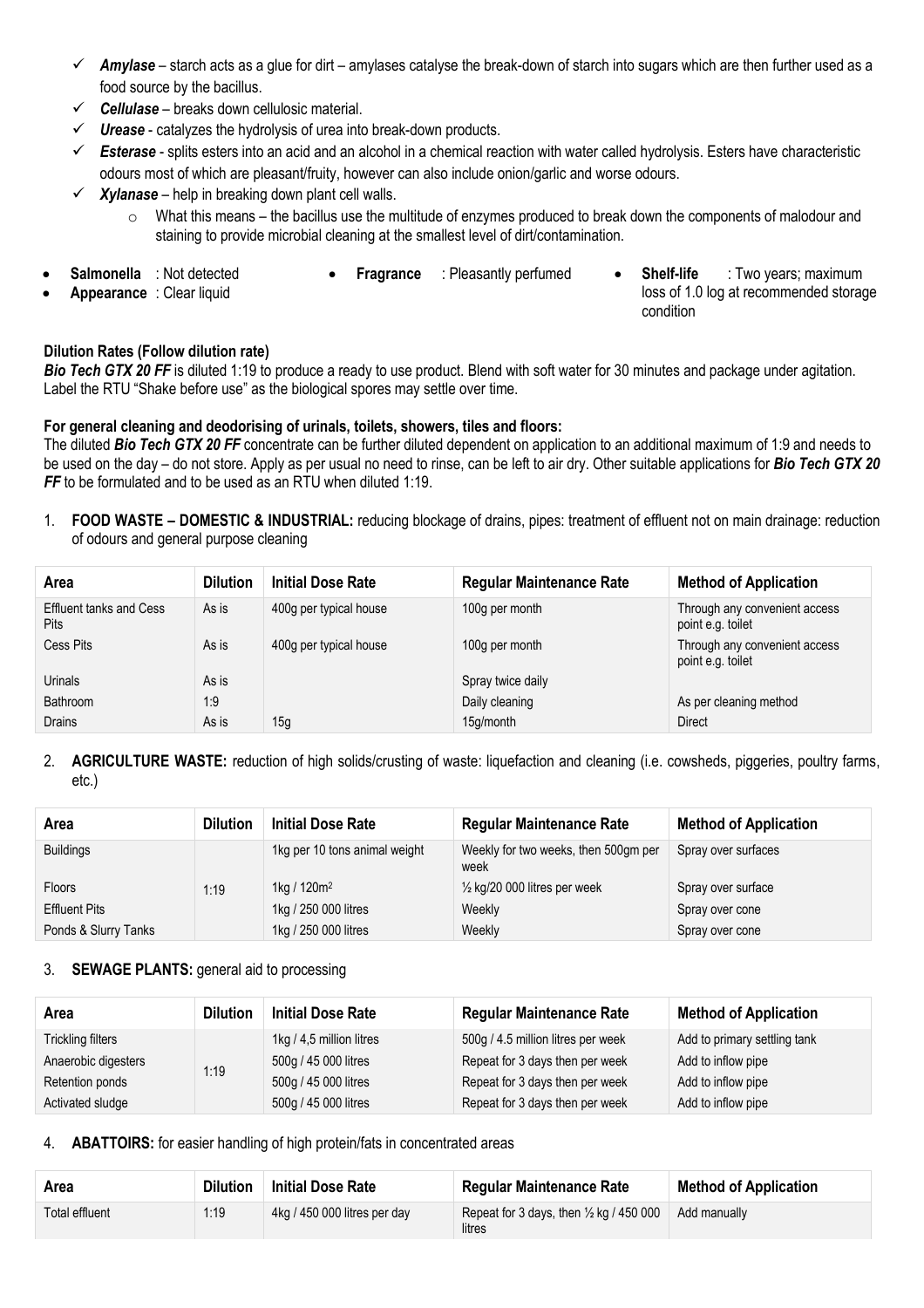- ✓ ***Amylase*** – starch acts as a glue for dirt – amylases catalyse the break-down of starch into sugars which are then further used as a food source by the bacillus.
- ✓ ***Cellulase*** – breaks down cellulosic material.
- ✓ ***Urease*** - catalyzes the hydrolysis of urea into break-down products.
- ✓ ***Esterase*** - splits esters into an acid and an alcohol in a chemical reaction with water called hydrolysis. Esters have characteristic odours most of which are pleasant/fruity, however can also include onion/garlic and worse odours.
- ✓ ***Xylanase*** – help in breaking down plant cell walls.
  - What this means – the bacillus use the multitude of enzymes produced to break down the components of malodour and staining to provide microbial cleaning at the smallest level of dirt/contamination.

- **Salmonella** : Not detected
- **Appearance** : Clear liquid
- **Fragrance** : Pleasantly perfumed
- **Shelf-life** : Two years; maximum loss of 1.0 log at recommended storage condition

**Dilution Rates (Follow dilution rate)**

***Bio Tech GTX 20 FF*** is diluted 1:19 to produce a ready to use product. Blend with soft water for 30 minutes and package under agitation. Label the RTU "Shake before use" as the biological spores may settle over time.

**For general cleaning and deodorising of urinals, toilets, showers, tiles and floors:**

The diluted ***Bio Tech GTX 20 FF*** concentrate can be further diluted dependent on application to an additional maximum of 1:9 and needs to be used on the day – do not store. Apply as per usual no need to rinse, can be left to air dry. Other suitable applications for ***Bio Tech GTX 20 FF*** to be formulated and to be used as an RTU when diluted 1:19.

1. **FOOD WASTE – DOMESTIC & INDUSTRIAL:** reducing blockage of drains, pipes: treatment of effluent not on main drainage: reduction of odours and general purpose cleaning

| Area | Dilution | Initial Dose Rate | Regular Maintenance Rate | Method of Application |
|---|---|---|---|---|
| Effluent tanks and Cess Pits | As is | 400g per typical house | 100g per month | Through any convenient access point e.g. toilet |
| Cess Pits | As is | 400g per typical house | 100g per month | Through any convenient access point e.g. toilet |
| Urinals | As is | | Spray twice daily | |
| Bathroom | 1:9 | | Daily cleaning | As per cleaning method |
| Drains | As is | 15g | 15g/month | Direct |

2. **AGRICULTURE WASTE:** reduction of high solids/crusting of waste: liquefaction and cleaning (i.e. cowsheds, piggeries, poultry farms, etc.)

| Area | Dilution | Initial Dose Rate | Regular Maintenance Rate | Method of Application |
|---|---|---|---|---|
| Buildings | 1:19 | 1kg per 10 tons animal weight | Weekly for two weeks, then 500gm per week | Spray over surfaces |
| Floors | | 1kg / 120m$^2$ | ½ kg/20 000 litres per week | Spray over surface |
| Effluent Pits | | 1kg / 250 000 litres | Weekly | Spray over cone |
| Ponds & Slurry Tanks | | 1kg / 250 000 litres | Weekly | Spray over cone |

3. **SEWAGE PLANTS:** general aid to processing

| Area | Dilution | Initial Dose Rate | Regular Maintenance Rate | Method of Application |
|---|---|---|---|---|
| Trickling filters | 1:19 | 1kg / 4,5 million litres | 500g / 4.5 million litres per week | Add to primary settling tank |
| Anaerobic digesters | | 500g / 45 000 litres | Repeat for 3 days then per week | Add to inflow pipe |
| Retention ponds | | 500g / 45 000 litres | Repeat for 3 days then per week | Add to inflow pipe |
| Activated sludge | | 500g / 45 000 litres | Repeat for 3 days then per week | Add to inflow pipe |

4. **ABATTOIRS:** for easier handling of high protein/fats in concentrated areas

| Area | Dilution | Initial Dose Rate | Regular Maintenance Rate | Method of Application |
|---|---|---|---|---|
| Total effluent | 1:19 | 4kg / 450 000 litres per day | Repeat for 3 days, then ½ kg / 450 000 litres | Add manually |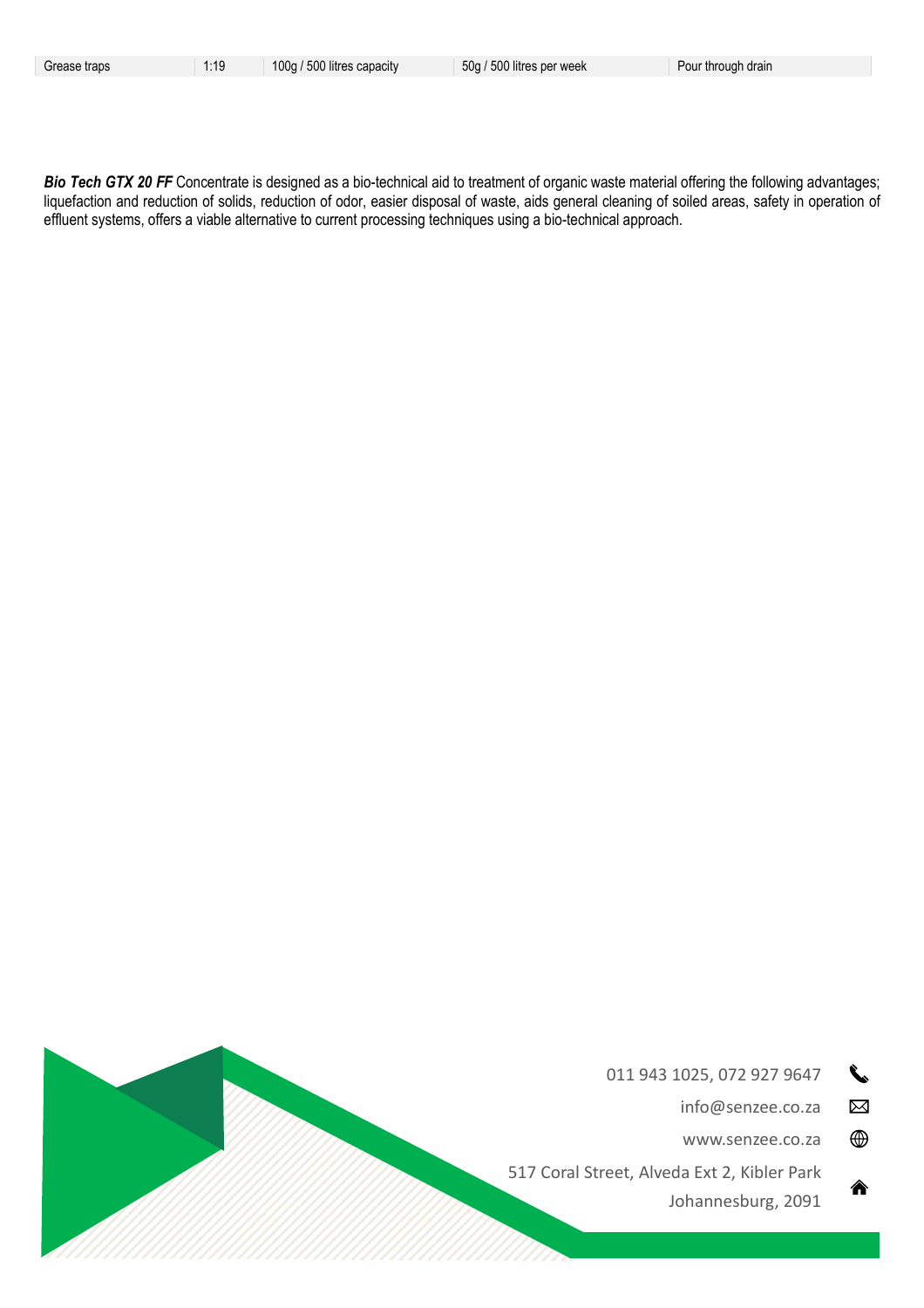| | | | | |
|---|---|---|---|---|
| Grease traps | 1:19 | 100g / 500 litres capacity | 50g / 500 litres per week | Pour through drain |

***Bio Tech GTX 20 FF*** Concentrate is designed as a bio-technical aid to treatment of organic waste material offering the following advantages; liquefaction and reduction of solids, reduction of odor, easier disposal of waste, aids general cleaning of soiled areas, safety in operation of effluent systems, offers a viable alternative to current processing techniques using a bio-technical approach.

011 943 1025, 072 927 9647

info@senzee.co.za

www.senzee.co.za

517 Coral Street, Alveda Ext 2, Kibler Park
Johannesburg, 2091